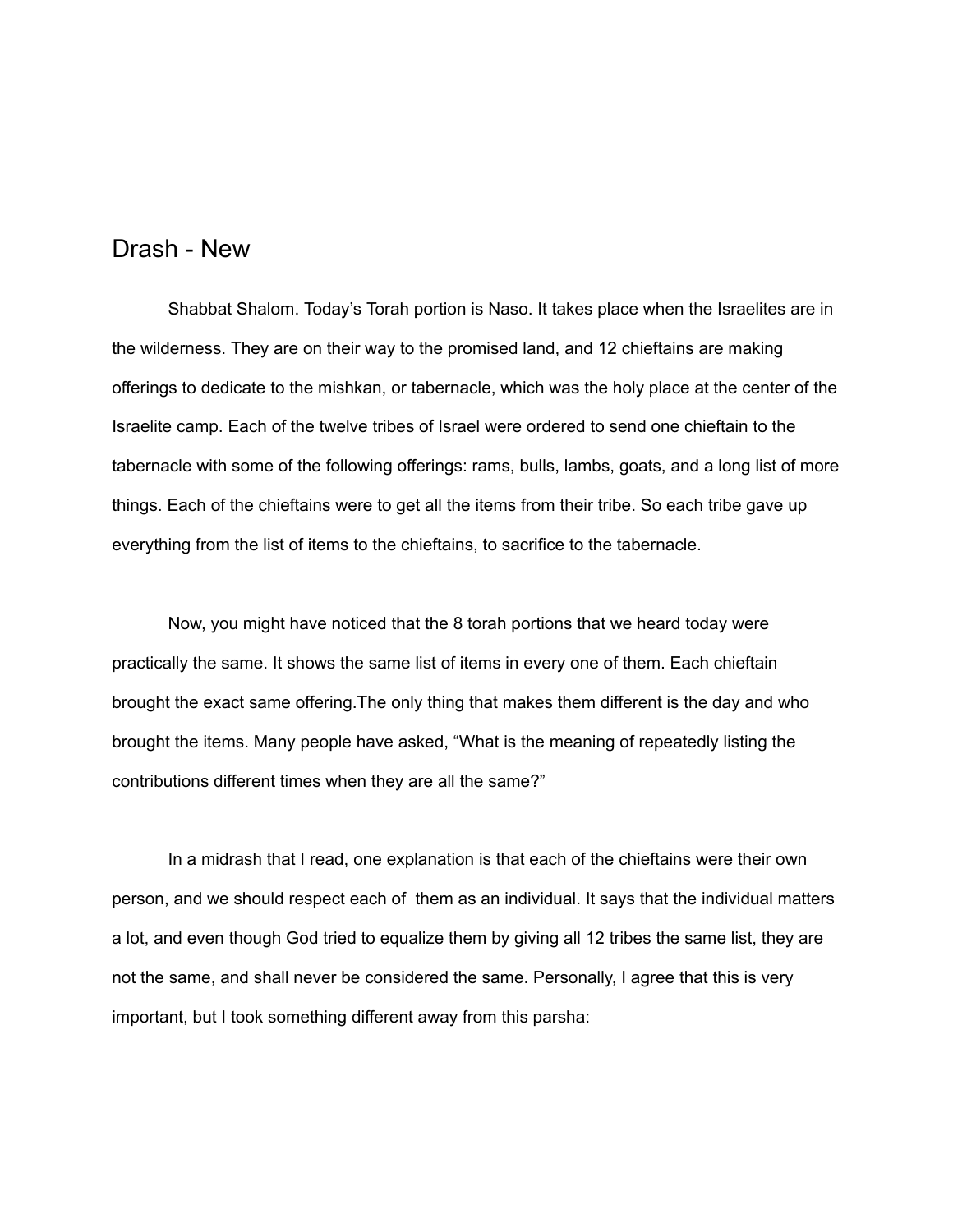# Drash - New

Shabbat Shalom. Today's Torah portion is Naso. It takes place when the Israelites are in the wilderness. They are on their way to the promised land, and 12 chieftains are making offerings to dedicate to the mishkan, or tabernacle, which was the holy place at the center of the Israelite camp. Each of the twelve tribes of Israel were ordered to send one chieftain to the tabernacle with some of the following offerings: rams, bulls, lambs, goats, and a long list of more things. Each of the chieftains were to get all the items from their tribe. So each tribe gave up everything from the list of items to the chieftains, to sacrifice to the tabernacle.

Now, you might have noticed that the 8 torah portions that we heard today were practically the same. It shows the same list of items in every one of them. Each chieftain brought the exact same offering.The only thing that makes them different is the day and who brought the items. Many people have asked, "What is the meaning of repeatedly listing the contributions different times when they are all the same?"

In a midrash that I read, one explanation is that each of the chieftains were their own person, and we should respect each of  them as an individual. It says that the individual matters a lot, and even though God tried to equalize them by giving all 12 tribes the same list, they are not the same, and shall never be considered the same. Personally, I agree that this is very important, but I took something different away from this parsha: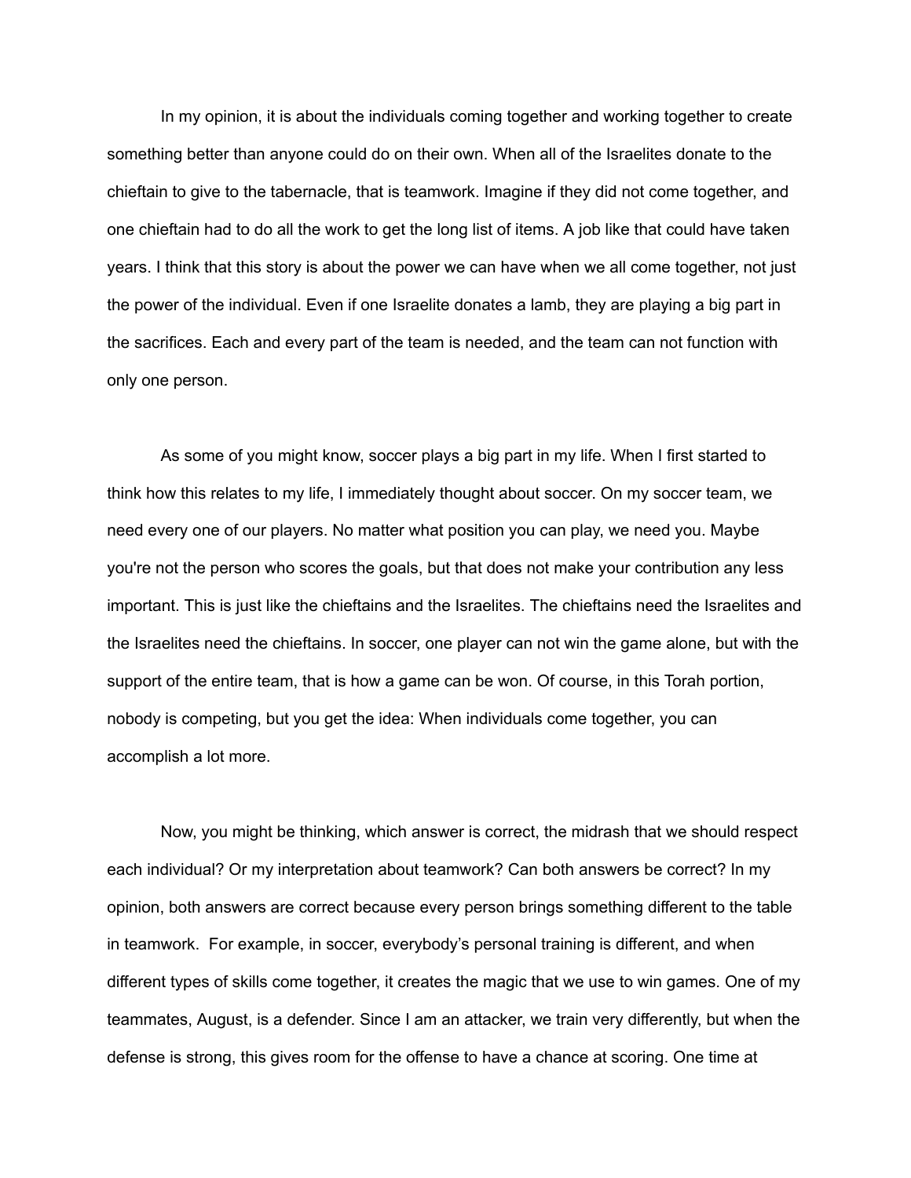In my opinion, it is about the individuals coming together and working together to create something better than anyone could do on their own. When all of the Israelites donate to the chieftain to give to the tabernacle, that is teamwork. Imagine if they did not come together, and one chieftain had to do all the work to get the long list of items. A job like that could have taken years. I think that this story is about the power we can have when we all come together, not just the power of the individual. Even if one Israelite donates a lamb, they are playing a big part in the sacrifices. Each and every part of the team is needed, and the team can not function with only one person.

As some of you might know, soccer plays a big part in my life. When I first started to think how this relates to my life, I immediately thought about soccer. On my soccer team, we need every one of our players. No matter what position you can play, we need you. Maybe you're not the person who scores the goals, but that does not make your contribution any less important. This is just like the chieftains and the Israelites. The chieftains need the Israelites and the Israelites need the chieftains. In soccer, one player can not win the game alone, but with the support of the entire team, that is how a game can be won. Of course, in this Torah portion, nobody is competing, but you get the idea: When individuals come together, you can accomplish a lot more.

Now, you might be thinking, which answer is correct, the midrash that we should respect each individual? Or my interpretation about teamwork? Can both answers be correct? In my opinion, both answers are correct because every person brings something different to the table in teamwork. For example, in soccer, everybody's personal training is different, and when different types of skills come together, it creates the magic that we use to win games. One of my teammates, August, is a defender. Since I am an attacker, we train very differently, but when the defense is strong, this gives room for the offense to have a chance at scoring. One time at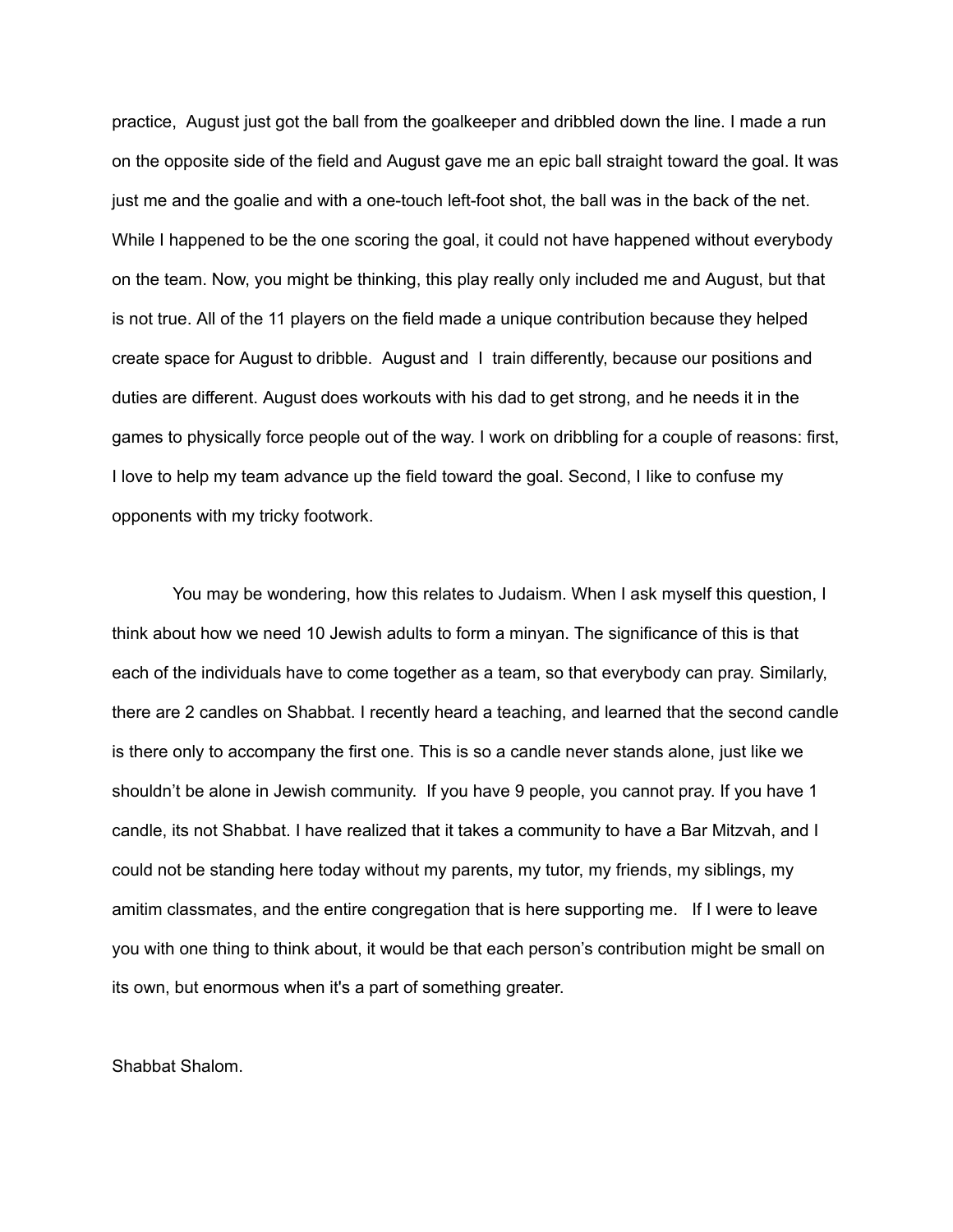practice, August just got the ball from the goalkeeper and dribbled down the line. I made a run on the opposite side of the field and August gave me an epic ball straight toward the goal. It was just me and the goalie and with a one-touch left-foot shot, the ball was in the back of the net. While I happened to be the one scoring the goal, it could not have happened without everybody on the team. Now, you might be thinking, this play really only included me and August, but that is not true. All of the 11 players on the field made a unique contribution because they helped create space for August to dribble. August and I train differently, because our positions and duties are different. August does workouts with his dad to get strong, and he needs it in the games to physically force people out of the way. I work on dribbling for a couple of reasons: first, I love to help my team advance up the field toward the goal. Second, I like to confuse my opponents with my tricky footwork.

You may be wondering, how this relates to Judaism. When I ask myself this question, I think about how we need 10 Jewish adults to form a minyan. The significance of this is that each of the individuals have to come together as a team, so that everybody can pray. Similarly, there are 2 candles on Shabbat. I recently heard a teaching, and learned that the second candle is there only to accompany the first one. This is so a candle never stands alone, just like we shouldn't be alone in Jewish community. If you have 9 people, you cannot pray. If you have 1 candle, its not Shabbat. I have realized that it takes a community to have a Bar Mitzvah, and I could not be standing here today without my parents, my tutor, my friends, my siblings, my amitim classmates, and the entire congregation that is here supporting me. If I were to leave you with one thing to think about, it would be that each person's contribution might be small on its own, but enormous when it's a part of something greater.

Shabbat Shalom.